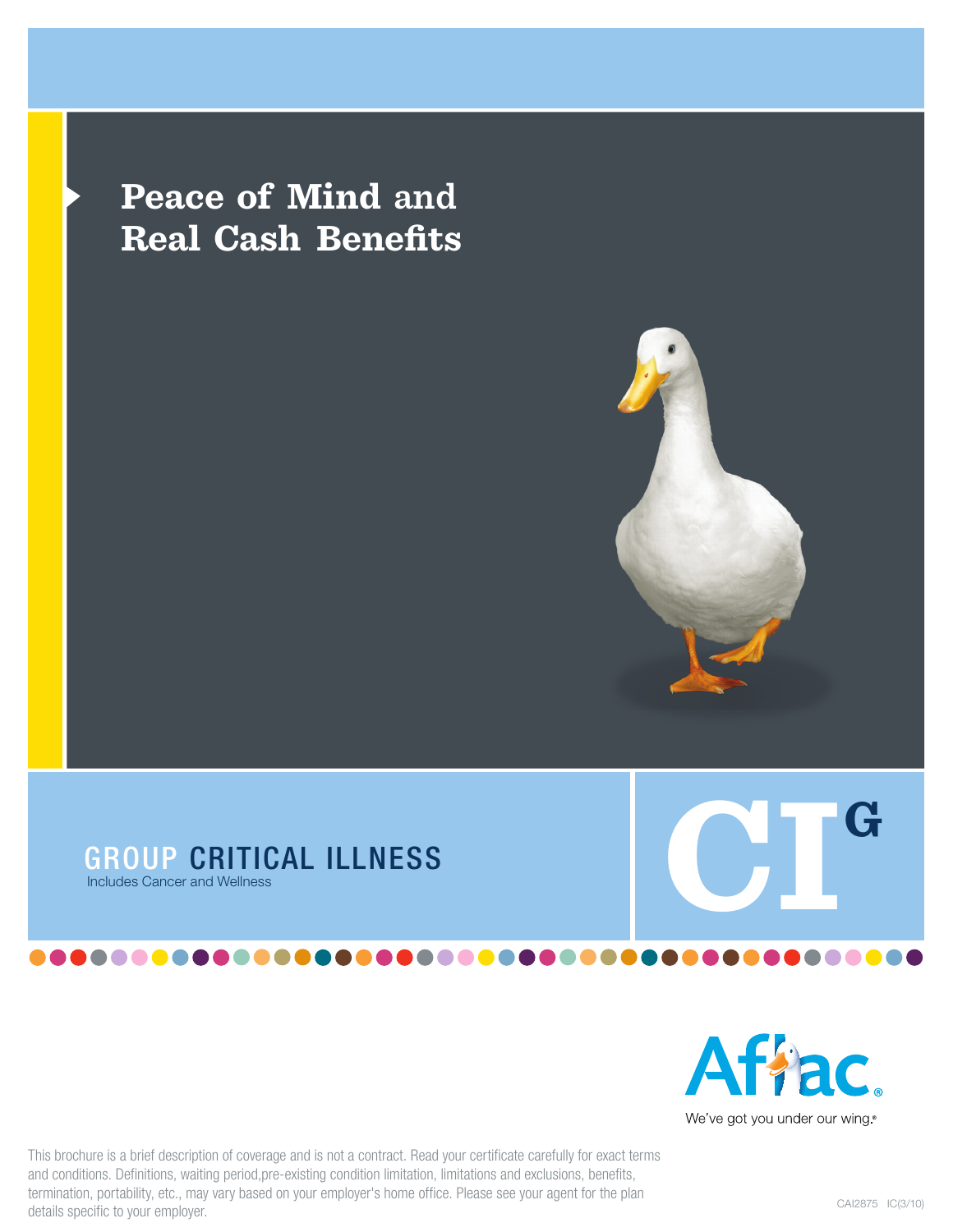# Peace of Mind and Real Cash Benefits

## GROUP CRITICAL ILLNESS

Includes Cancer and Wellness

CI G

Aflac

We've got you under our wing.®

This brochure is a brief description of coverage and is not a contract. Read your certificate carefully for exact terms and conditions. Definitions, waiting period,pre-existing condition limitation, limitations and exclusions, benefits, termination, portability, etc., may vary based on your employer's home office. Please see your agent for the plan details specific to your employer.

CAI2875 IC(3/10)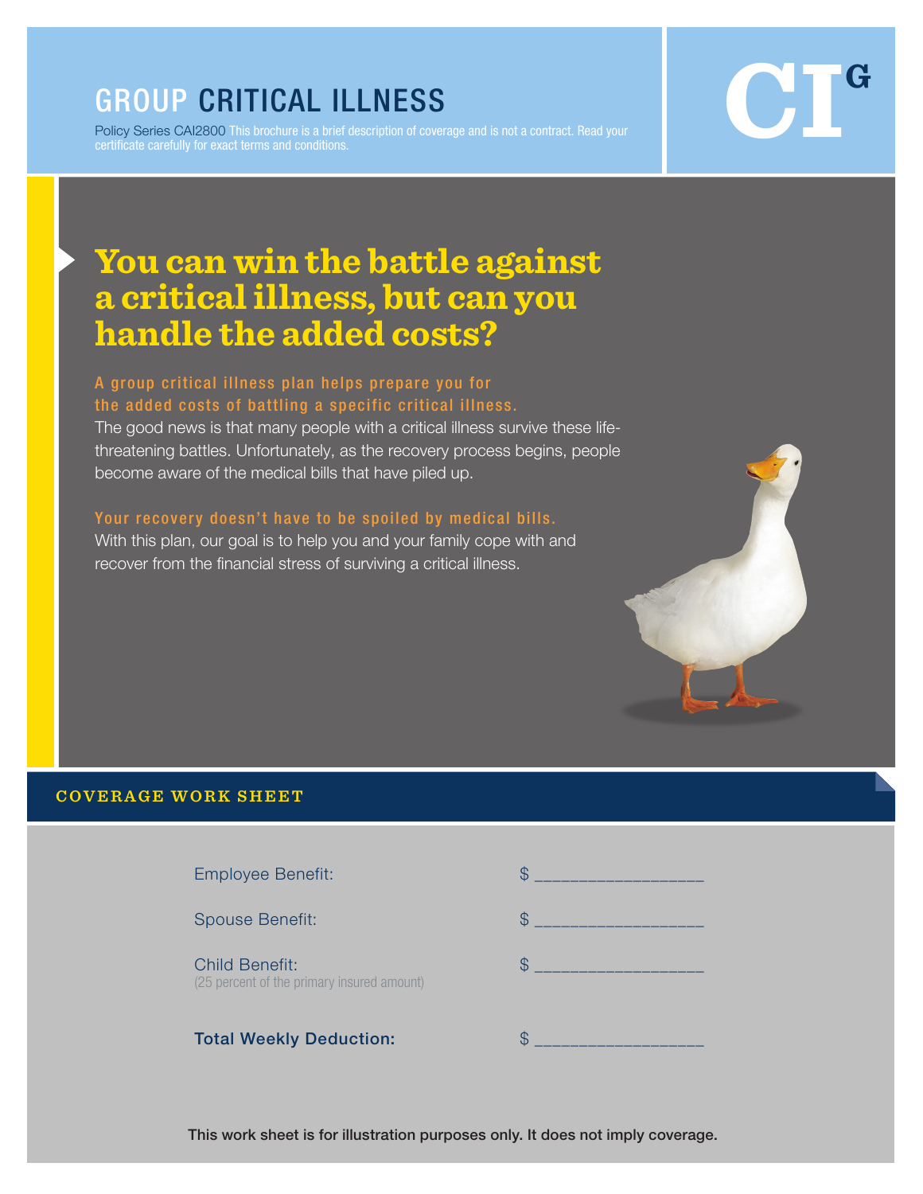# GROUP CRITICAL ILLNESS

Policy Series CAI2800 This brochure is a brief description of coverage and is not a contract. Read your certificate carefully for exact terms and conditions.

CI[G]

## You can win the battle against a critical illness, but can you handle the added costs?

**A group critical illness plan helps prepare you for the added costs of battling a specific critical illness.**
The good news is that many people with a critical illness survive these life-threatening battles. Unfortunately, as the recovery process begins, people become aware of the medical bills that have piled up.

**Your recovery doesn't have to be spoiled by medical bills.**
With this plan, our goal is to help you and your family cope with and recover from the financial stress of surviving a critical illness.

## COVERAGE WORK SHEET

| | |
|---|---|
| Employee Benefit: | $ ________________ |
| Spouse Benefit: | $ ________________ |
| Child Benefit: (25 percent of the primary insured amount) | $ ________________ |
| **Total Weekly Deduction:** | $ ________________ |

This work sheet is for illustration purposes only. It does not imply coverage.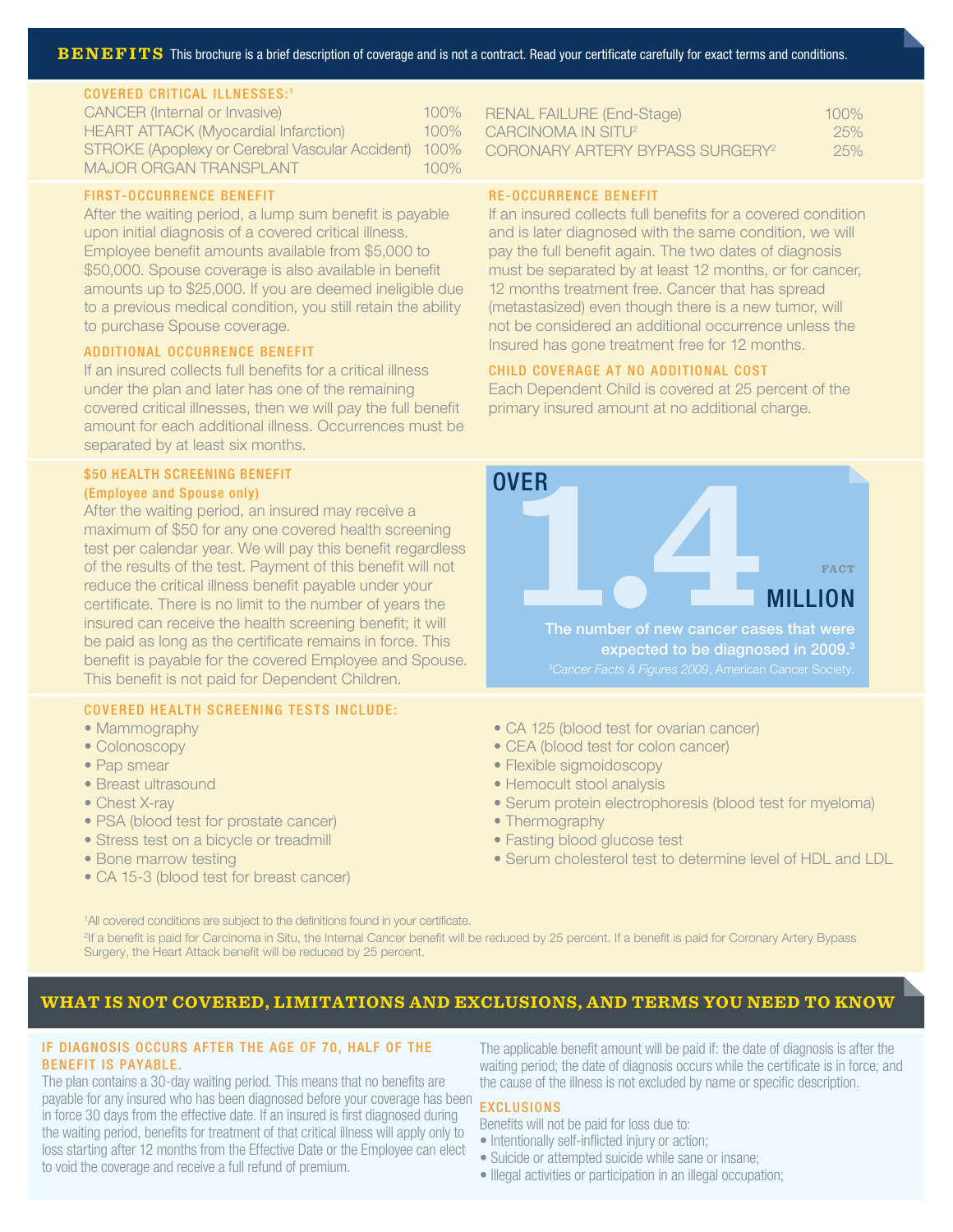## BENEFITS

This brochure is a brief description of coverage and is not a contract. Read your certificate carefully for exact terms and conditions.

### COVERED CRITICAL ILLNESSES:[1]

| Illness | Benefit |
|---|---|
| CANCER (Internal or Invasive) | 100% |
| HEART ATTACK (Myocardial Infarction) | 100% |
| STROKE (Apoplexy or Cerebral Vascular Accident) | 100% |
| MAJOR ORGAN TRANSPLANT | 100% |
| RENAL FAILURE (End-Stage) | 100% |
| CARCINOMA IN SITU[2] | 25% |
| CORONARY ARTERY BYPASS SURGERY[2] | 25% |

### FIRST-OCCURRENCE BENEFIT

After the waiting period, a lump sum benefit is payable upon initial diagnosis of a covered critical illness. Employee benefit amounts available from $5,000 to $50,000. Spouse coverage is also available in benefit amounts up to $25,000. If you are deemed ineligible due to a previous medical condition, you still retain the ability to purchase Spouse coverage.

### ADDITIONAL OCCURRENCE BENEFIT

If an insured collects full benefits for a critical illness under the plan and later has one of the remaining covered critical illnesses, then we will pay the full benefit amount for each additional illness. Occurrences must be separated by at least six months.

### RE-OCCURRENCE BENEFIT

If an insured collects full benefits for a covered condition and is later diagnosed with the same condition, we will pay the full benefit again. The two dates of diagnosis must be separated by at least 12 months, or for cancer, 12 months treatment free. Cancer that has spread (metastasized) even though there is a new tumor, will not be considered an additional occurrence unless the Insured has gone treatment free for 12 months.

### CHILD COVERAGE AT NO ADDITIONAL COST

Each Dependent Child is covered at 25 percent of the primary insured amount at no additional charge.

### $50 HEALTH SCREENING BENEFIT (Employee and Spouse only)

After the waiting period, an insured may receive a maximum of $50 for any one covered health screening test per calendar year. We will pay this benefit regardless of the results of the test. Payment of this benefit will not reduce the critical illness benefit payable under your certificate. There is no limit to the number of years the insured can receive the health screening benefit; it will be paid as long as the certificate remains in force. This benefit is payable for the covered Employee and Spouse. This benefit is not paid for Dependent Children.

**FACT**

**OVER 1.4 MILLION**

The number of new cancer cases that were expected to be diagnosed in 2009.[3]

[3]*Cancer Facts & Figures 2009*, American Cancer Society.

### COVERED HEALTH SCREENING TESTS INCLUDE:

- Mammography
- Colonoscopy
- Pap smear
- Breast ultrasound
- Chest X-ray
- PSA (blood test for prostate cancer)
- Stress test on a bicycle or treadmill
- Bone marrow testing
- CA 15-3 (blood test for breast cancer)
- CA 125 (blood test for ovarian cancer)
- CEA (blood test for colon cancer)
- Flexible sigmoidoscopy
- Hemocult stool analysis
- Serum protein electrophoresis (blood test for myeloma)
- Thermography
- Fasting blood glucose test
- Serum cholesterol test to determine level of HDL and LDL

[1]All covered conditions are subject to the definitions found in your certificate.

[2]If a benefit is paid for Carcinoma in Situ, the Internal Cancer benefit will be reduced by 25 percent. If a benefit is paid for Coronary Artery Bypass Surgery, the Heart Attack benefit will be reduced by 25 percent.

## WHAT IS NOT COVERED, LIMITATIONS AND EXCLUSIONS, AND TERMS YOU NEED TO KNOW

### IF DIAGNOSIS OCCURS AFTER THE AGE OF 70, HALF OF THE BENEFIT IS PAYABLE.

The plan contains a 30-day waiting period. This means that no benefits are payable for any insured who has been diagnosed before your coverage has been in force 30 days from the effective date. If an insured is first diagnosed during the waiting period, benefits for treatment of that critical illness will apply only to loss starting after 12 months from the Effective Date or the Employee can elect to void the coverage and receive a full refund of premium.

The applicable benefit amount will be paid if: the date of diagnosis is after the waiting period; the date of diagnosis occurs while the certificate is in force; and the cause of the illness is not excluded by name or specific description.

### EXCLUSIONS

Benefits will not be paid for loss due to:

- Intentionally self-inflicted injury or action;
- Suicide or attempted suicide while sane or insane;
- Illegal activities or participation in an illegal occupation;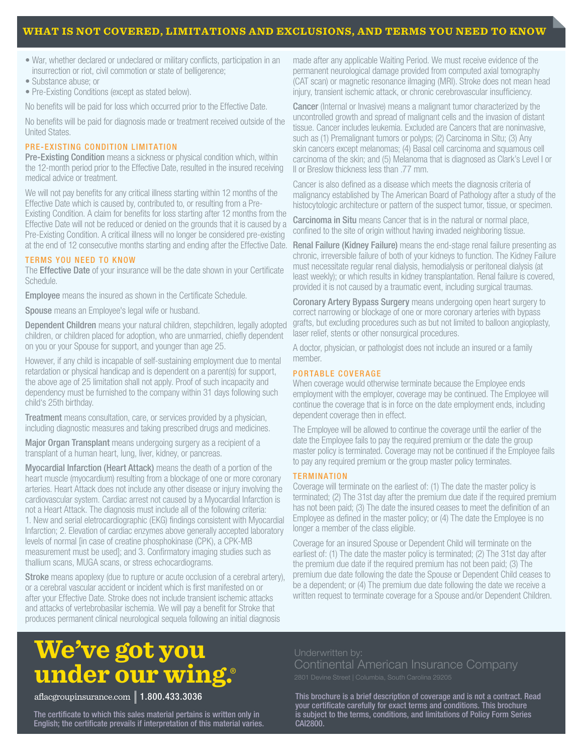## WHAT IS NOT COVERED, LIMITATIONS AND EXCLUSIONS, AND TERMS YOU NEED TO KNOW

- War, whether declared or undeclared or military conflicts, participation in an insurrection or riot, civil commotion or state of belligerence;
- Substance abuse; or
- Pre-Existing Conditions (except as stated below).

No benefits will be paid for loss which occurred prior to the Effective Date.

No benefits will be paid for diagnosis made or treatment received outside of the United States.

### PRE-EXISTING CONDITION LIMITATION

**Pre-Existing Condition** means a sickness or physical condition which, within the 12-month period prior to the Effective Date, resulted in the insured receiving medical advice or treatment.

We will not pay benefits for any critical illness starting within 12 months of the Effective Date which is caused by, contributed to, or resulting from a Pre-Existing Condition. A claim for benefits for loss starting after 12 months from the Effective Date will not be reduced or denied on the grounds that it is caused by a Pre-Existing Condition. A critical illness will no longer be considered pre-existing at the end of 12 consecutive months starting and ending after the Effective Date.

### TERMS YOU NEED TO KNOW

The **Effective Date** of your insurance will be the date shown in your Certificate Schedule.

**Employee** means the insured as shown in the Certificate Schedule.

**Spouse** means an Employee's legal wife or husband.

**Dependent Children** means your natural children, stepchildren, legally adopted children, or children placed for adoption, who are unmarried, chiefly dependent on you or your Spouse for support, and younger than age 25.

However, if any child is incapable of self-sustaining employment due to mental retardation or physical handicap and is dependent on a parent(s) for support, the above age of 25 limitation shall not apply. Proof of such incapacity and dependency must be furnished to the company within 31 days following such child's 25th birthday.

**Treatment** means consultation, care, or services provided by a physician, including diagnostic measures and taking prescribed drugs and medicines.

**Major Organ Transplant** means undergoing surgery as a recipient of a transplant of a human heart, lung, liver, kidney, or pancreas.

**Myocardial Infarction (Heart Attack)** means the death of a portion of the heart muscle (myocardium) resulting from a blockage of one or more coronary arteries. Heart Attack does not include any other disease or injury involving the cardiovascular system. Cardiac arrest not caused by a Myocardial Infarction is not a Heart Attack. The diagnosis must include all of the following criteria: 1. New and serial eletrocardiographic (EKG) findings consistent with Myocardial Infarction; 2. Elevation of cardiac enzymes above generally accepted laboratory levels of normal [in case of creatine phosphokinase (CPK), a CPK-MB measurement must be used]; and 3. Confirmatory imaging studies such as thallium scans, MUGA scans, or stress echocardiograms.

**Stroke** means apoplexy (due to rupture or acute occlusion of a cerebral artery), or a cerebral vascular accident or incident which is first manifested on or after your Effective Date. Stroke does not include transient ischemic attacks and attacks of vertebrobasilar ischemia. We will pay a benefit for Stroke that produces permanent clinical neurological sequela following an initial diagnosis made after any applicable Waiting Period. We must receive evidence of the permanent neurological damage provided from computed axial tomography (CAT scan) or magnetic resonance ilmaging (MRI). Stroke does not mean head injury, transient ischemic attack, or chronic cerebrovascular insufficiency.

**Cancer** (Internal or Invasive) means a malignant tumor characterized by the uncontrolled growth and spread of malignant cells and the invasion of distant tissue. Cancer includes leukemia. Excluded are Cancers that are noninvasive, such as (1) Premalignant tumors or polyps; (2) Carcinoma in Situ; (3) Any skin cancers except melanomas; (4) Basal cell carcinoma and squamous cell carcinoma of the skin; and (5) Melanoma that is diagnosed as Clark's Level I or II or Breslow thickness less than .77 mm.

Cancer is also defined as a disease which meets the diagnosis criteria of malignancy established by The American Board of Pathology after a study of the histocytologic architecture or pattern of the suspect tumor, tissue, or specimen.

**Carcinoma in Situ** means Cancer that is in the natural or normal place, confined to the site of origin without having invaded neighboring tissue.

**Renal Failure (Kidney Failure)** means the end-stage renal failure presenting as chronic, irreversible failure of both of your kidneys to function. The Kidney Failure must necessitate regular renal dialysis, hemodialysis or peritoneal dialysis (at least weekly); or which results in kidney transplantation. Renal failure is covered, provided it is not caused by a traumatic event, including surgical traumas.

**Coronary Artery Bypass Surgery** means undergoing open heart surgery to correct narrowing or blockage of one or more coronary arteries with bypass grafts, but excluding procedures such as but not limited to balloon angioplasty, laser relief, stents or other nonsurgical procedures.

A doctor, physician, or pathologist does not include an insured or a family member.

### PORTABLE COVERAGE

When coverage would otherwise terminate because the Employee ends employment with the employer, coverage may be continued. The Employee will continue the coverage that is in force on the date employment ends, including dependent coverage then in effect.

The Employee will be allowed to continue the coverage until the earlier of the date the Employee fails to pay the required premium or the date the group master policy is terminated. Coverage may not be continued if the Employee fails to pay any required premium or the group master policy terminates.

### TERMINATION

Coverage will terminate on the earliest of: (1) The date the master policy is terminated; (2) The 31st day after the premium due date if the required premium has not been paid; (3) The date the insured ceases to meet the definition of an Employee as defined in the master policy; or (4) The date the Employee is no longer a member of the class eligible.

Coverage for an insured Spouse or Dependent Child will terminate on the earliest of: (1) The date the master policy is terminated; (2) The 31st day after the premium due date if the required premium has not been paid; (3) The premium due date following the date the Spouse or Dependent Child ceases to be a dependent; or (4) The premium due date following the date we receive a written request to terminate coverage for a Spouse and/or Dependent Children.

**We've got you under our wing.®**

aflacgroupinsurance.com | **1.800.433.3036**

The certificate to which this sales material pertains is written only in English; the certificate prevails if interpretation of this material varies.

Underwritten by:
Continental American Insurance Company
2801 Devine Street | Columbia, South Carolina 29205

This brochure is a brief description of coverage and is not a contract. Read your certificate carefully for exact terms and conditions. This brochure is subject to the terms, conditions, and limitations of Policy Form Series CAI2800.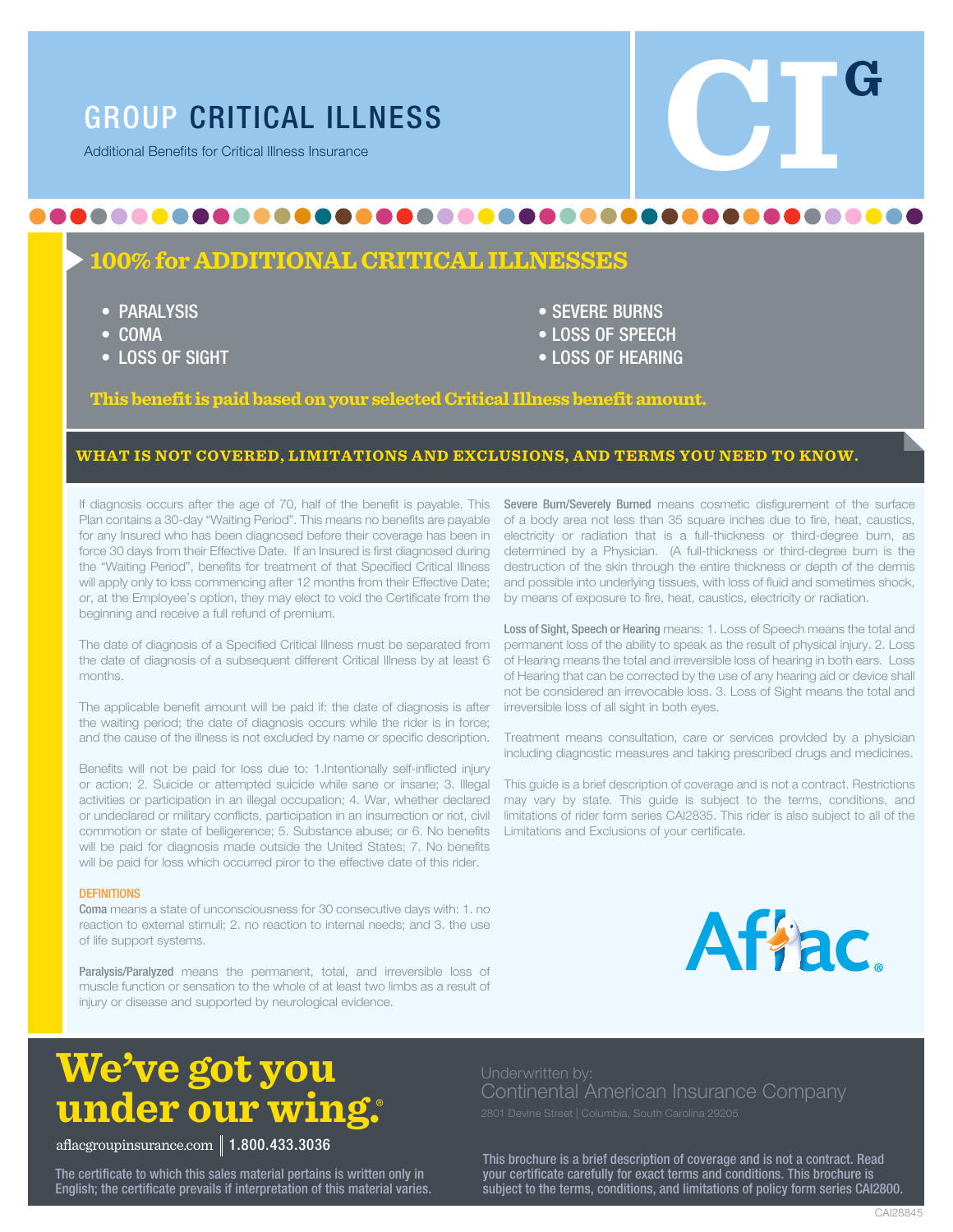# GROUP CRITICAL ILLNESS

Additional Benefits for Critical Illness Insurance

CI[G]

## 100% for ADDITIONAL CRITICAL ILLNESSES

- PARALYSIS
- COMA
- LOSS OF SIGHT
- SEVERE BURNS
- LOSS OF SPEECH
- LOSS OF HEARING

**This benefit is paid based on your selected Critical Illness benefit amount.**

## WHAT IS NOT COVERED, LIMITATIONS AND EXCLUSIONS, AND TERMS YOU NEED TO KNOW.

If diagnosis occurs after the age of 70, half of the benefit is payable. This Plan contains a 30-day "Waiting Period". This means no benefits are payable for any Insured who has been diagnosed before their coverage has been in force 30 days from their Effective Date. If an Insured is first diagnosed during the "Waiting Period", benefits for treatment of that Specified Critical Illness will apply only to loss commencing after 12 months from their Effective Date; or, at the Employee's option, they may elect to void the Certificate from the beginning and receive a full refund of premium.

The date of diagnosis of a Specified Critical Illness must be separated from the date of diagnosis of a subsequent different Critical Illness by at least 6 months.

The applicable benefit amount will be paid if: the date of diagnosis is after the waiting period; the date of diagnosis occurs while the rider is in force; and the cause of the illness is not excluded by name or specific description.

Benefits will not be paid for loss due to: 1.Intentionally self-inflicted injury or action; 2. Suicide or attempted suicide while sane or insane; 3. Illegal activities or participation in an illegal occupation; 4. War, whether declared or undeclared or military conflicts, participation in an insurrection or riot, civil commotion or state of belligerence; 5. Substance abuse; or 6. No benefits will be paid for diagnosis made outside the United States; 7. No benefits will be paid for loss which occurred piror to the effective date of this rider.

### DEFINITIONS

**Coma** means a state of unconsciousness for 30 consecutive days with: 1. no reaction to external stimuli; 2. no reaction to internal needs; and 3. the use of life support systems.

**Paralysis/Paralyzed** means the permanent, total, and irreversible loss of muscle function or sensation to the whole of at least two limbs as a result of injury or disease and supported by neurological evidence.

**Severe Burn/Severely Burned** means cosmetic disfigurement of the surface of a body area not less than 35 square inches due to fire, heat, caustics, electricity or radiation that is a full-thickness or third-degree burn, as determined by a Physician. (A full-thickness or third-degree burn is the destruction of the skin through the entire thickness or depth of the dermis and possible into underlying tissues, with loss of fluid and sometimes shock, by means of exposure to fire, heat, caustics, electricity or radiation.

**Loss of Sight, Speech or Hearing** means: 1. Loss of Speech means the total and permanent loss of the ability to speak as the result of physical injury. 2. Loss of Hearing means the total and irreversible loss of hearing in both ears. Loss of Hearing that can be corrected by the use of any hearing aid or device shall not be considered an irrevocable loss. 3. Loss of Sight means the total and irreversible loss of all sight in both eyes.

Treatment means consultation, care or services provided by a physician including diagnostic measures and taking prescribed drugs and medicines.

This guide is a brief description of coverage and is not a contract. Restrictions may vary by state. This guide is subject to the terms, conditions, and limitations of rider form series CAI2835. This rider is also subject to all of the Limitations and Exclusions of your certificate.

Aflac.

**We've got you under our wing.®**

aflacgroupinsurance.com | 1.800.433.3036

The certificate to which this sales material pertains is written only in English; the certificate prevails if interpretation of this material varies.

Underwritten by:
Continental American Insurance Company
2801 Devine Street | Columbia, South Carolina 29205

This brochure is a brief description of coverage and is not a contract. Read your certificate carefully for exact terms and conditions. This brochure is subject to the terms, conditions, and limitations of policy form series CAI2800.

CAI28845